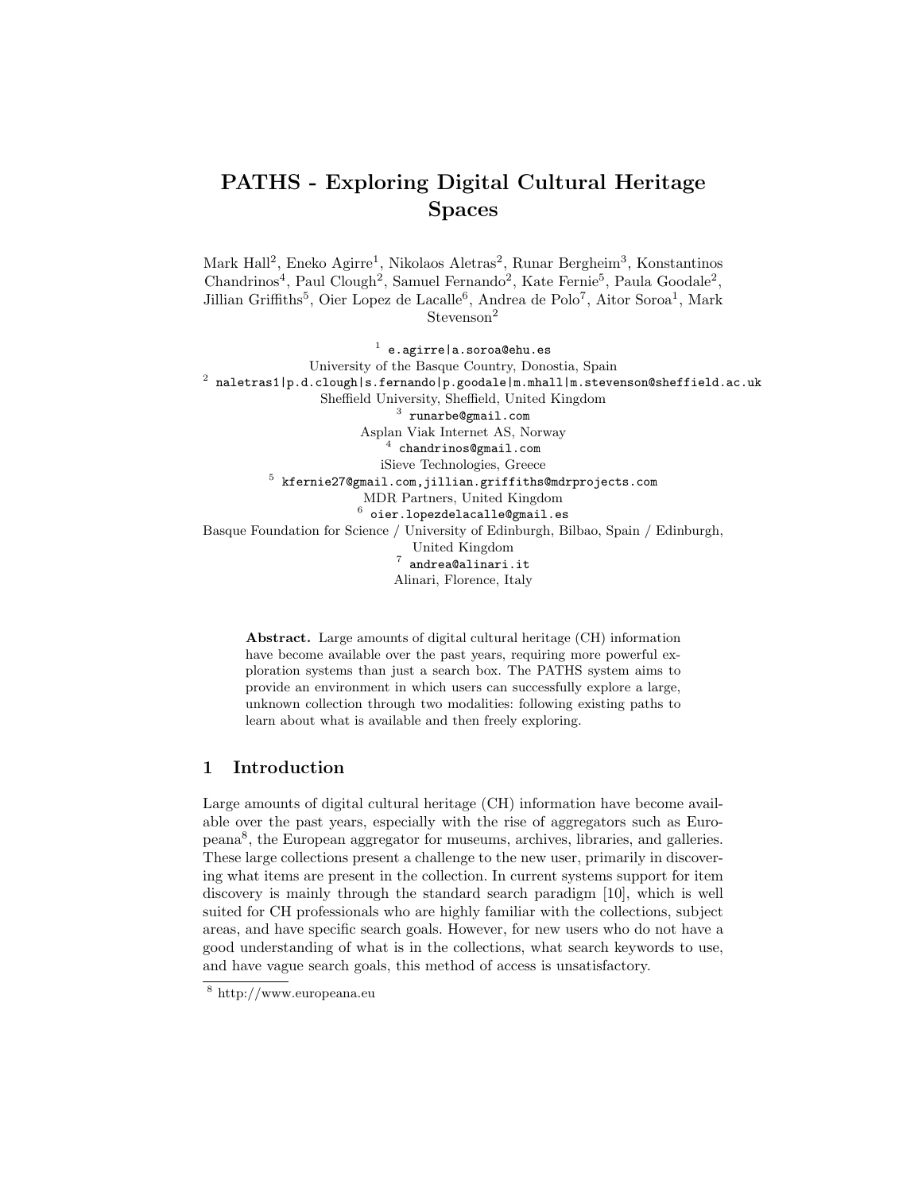# PATHS - Exploring Digital Cultural Heritage Spaces

Mark Hall[2], Eneko Agirre[1], Nikolaos Aletras[2], Runar Bergheim[3], Konstantinos Chandrinos[4], Paul Clough[2], Samuel Fernando[2], Kate Fernie[5], Paula Goodale[2], Jillian Griffiths[5], Oier Lopez de Lacalle[6], Andrea de Polo[7], Aitor Soroa[1], Mark Stevenson[2]

[1] e.agirre|a.soroa@ehu.es
University of the Basque Country, Donostia, Spain

[2] naletras1|p.d.clough|s.fernando|p.goodale|m.mhall|m.stevenson@sheffield.ac.uk
Sheffield University, Sheffield, United Kingdom

[3] runarbe@gmail.com
Asplan Viak Internet AS, Norway

[4] chandrinos@gmail.com
iSieve Technologies, Greece

[5] kfernie27@gmail.com,jillian.griffiths@mdrprojects.com
MDR Partners, United Kingdom

[6] oier.lopezdelacalle@gmail.es
Basque Foundation for Science / University of Edinburgh, Bilbao, Spain / Edinburgh, United Kingdom

[7] andrea@alinari.it
Alinari, Florence, Italy

**Abstract.** Large amounts of digital cultural heritage (CH) information have become available over the past years, requiring more powerful exploration systems than just a search box. The PATHS system aims to provide an environment in which users can successfully explore a large, unknown collection through two modalities: following existing paths to learn about what is available and then freely exploring.

## 1 Introduction

Large amounts of digital cultural heritage (CH) information have become available over the past years, especially with the rise of aggregators such as Europeana[8], the European aggregator for museums, archives, libraries, and galleries. These large collections present a challenge to the new user, primarily in discovering what items are present in the collection. In current systems support for item discovery is mainly through the standard search paradigm [10], which is well suited for CH professionals who are highly familiar with the collections, subject areas, and have specific search goals. However, for new users who do not have a good understanding of what is in the collections, what search keywords to use, and have vague search goals, this method of access is unsatisfactory.

[8] http://www.europeana.eu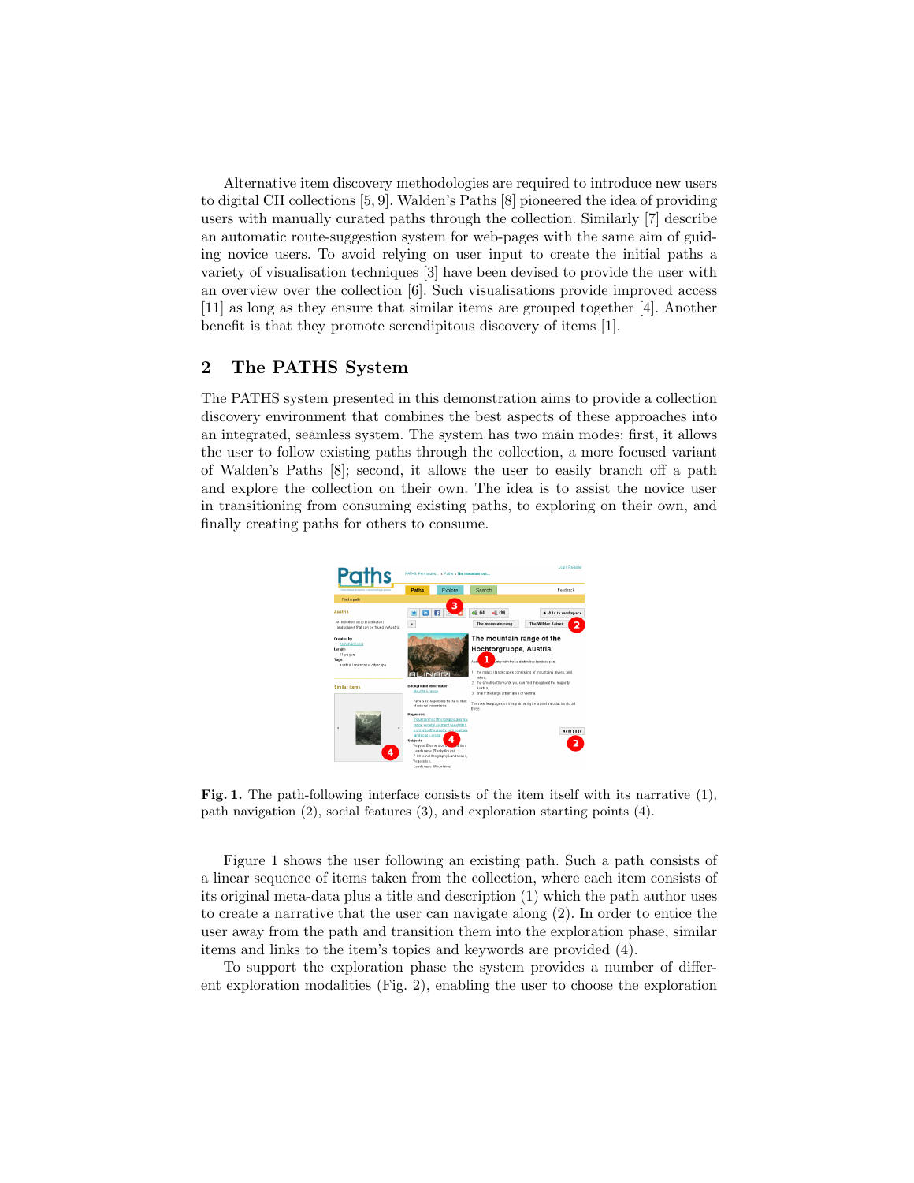Alternative item discovery methodologies are required to introduce new users to digital CH collections [5, 9]. Walden's Paths [8] pioneered the idea of providing users with manually curated paths through the collection. Similarly [7] describe an automatic route-suggestion system for web-pages with the same aim of guiding novice users. To avoid relying on user input to create the initial paths a variety of visualisation techniques [3] have been devised to provide the user with an overview over the collection [6]. Such visualisations provide improved access [11] as long as they ensure that similar items are grouped together [4]. Another benefit is that they promote serendipitous discovery of items [1].

## 2 The PATHS System

The PATHS system presented in this demonstration aims to provide a collection discovery environment that combines the best aspects of these approaches into an integrated, seamless system. The system has two main modes: first, it allows the user to follow existing paths through the collection, a more focused variant of Walden's Paths [8]; second, it allows the user to easily branch off a path and explore the collection on their own. The idea is to assist the novice user in transitioning from consuming existing paths, to exploring on their own, and finally creating paths for others to consume.

**Fig. 1.** The path-following interface consists of the item itself with its narrative (1), path navigation (2), social features (3), and exploration starting points (4).

Figure 1 shows the user following an existing path. Such a path consists of a linear sequence of items taken from the collection, where each item consists of its original meta-data plus a title and description (1) which the path author uses to create a narrative that the user can navigate along (2). In order to entice the user away from the path and transition them into the exploration phase, similar items and links to the item's topics and keywords are provided (4).

To support the exploration phase the system provides a number of different exploration modalities (Fig. 2), enabling the user to choose the exploration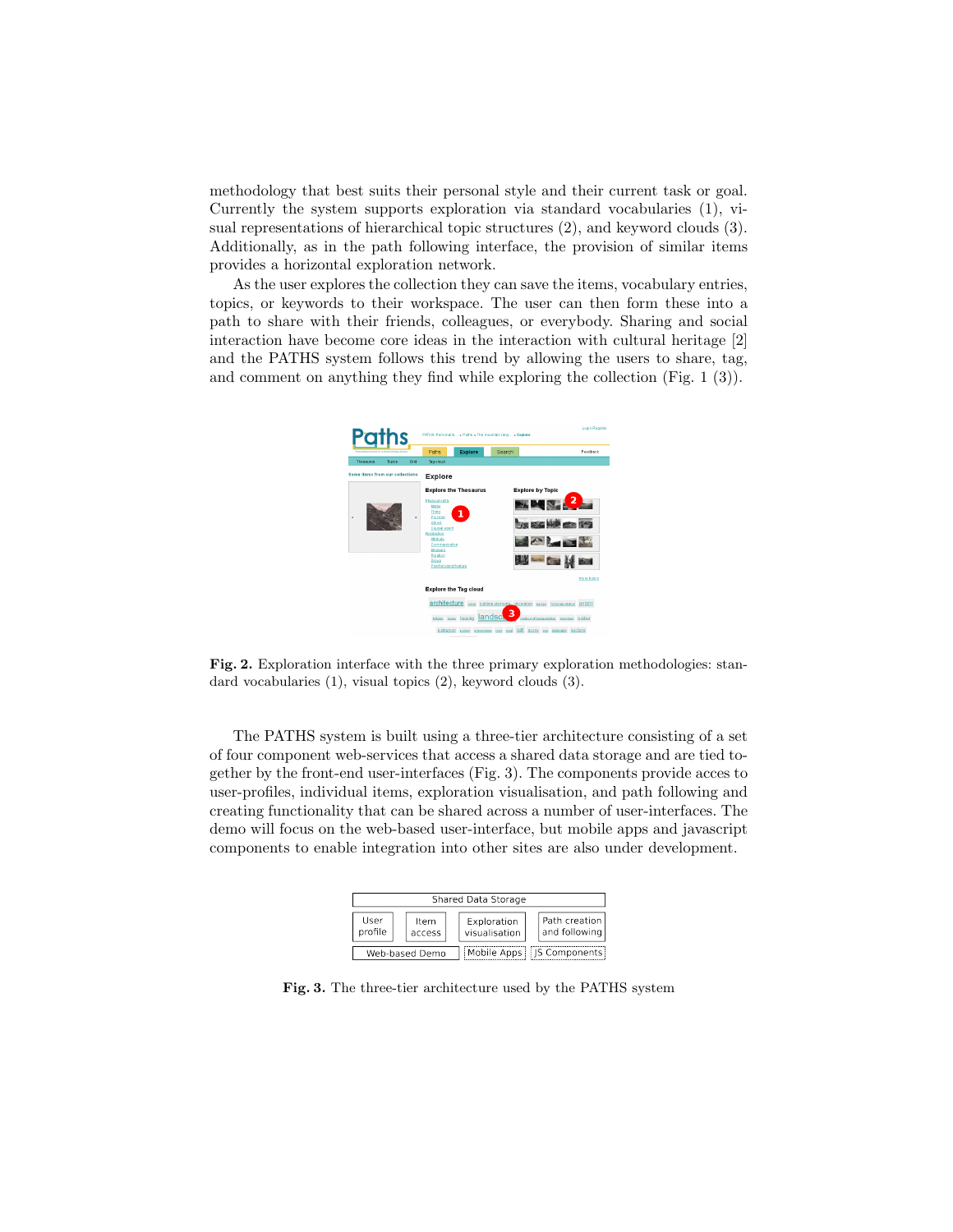methodology that best suits their personal style and their current task or goal. Currently the system supports exploration via standard vocabularies (1), visual representations of hierarchical topic structures (2), and keyword clouds (3). Additionally, as in the path following interface, the provision of similar items provides a horizontal exploration network.

As the user explores the collection they can save the items, vocabulary entries, topics, or keywords to their workspace. The user can then form these into a path to share with their friends, colleagues, or everybody. Sharing and social interaction have become core ideas in the interaction with cultural heritage [2] and the PATHS system follows this trend by allowing the users to share, tag, and comment on anything they find while exploring the collection (Fig. 1 (3)).

**Fig. 2.** Exploration interface with the three primary exploration methodologies: standard vocabularies (1), visual topics (2), keyword clouds (3).

The PATHS system is built using a three-tier architecture consisting of a set of four component web-services that access a shared data storage and are tied together by the front-end user-interfaces (Fig. 3). The components provide acces to user-profiles, individual items, exploration visualisation, and path following and creating functionality that can be shared across a number of user-interfaces. The demo will focus on the web-based user-interface, but mobile apps and javascript components to enable integration into other sites are also under development.

| Shared Data Storage | | | |
|---|---|---|---|
| User profile | Item access | Exploration visualisation | Path creation and following |
| Web-based Demo | | Mobile Apps | JS Components |

**Fig. 3.** The three-tier architecture used by the PATHS system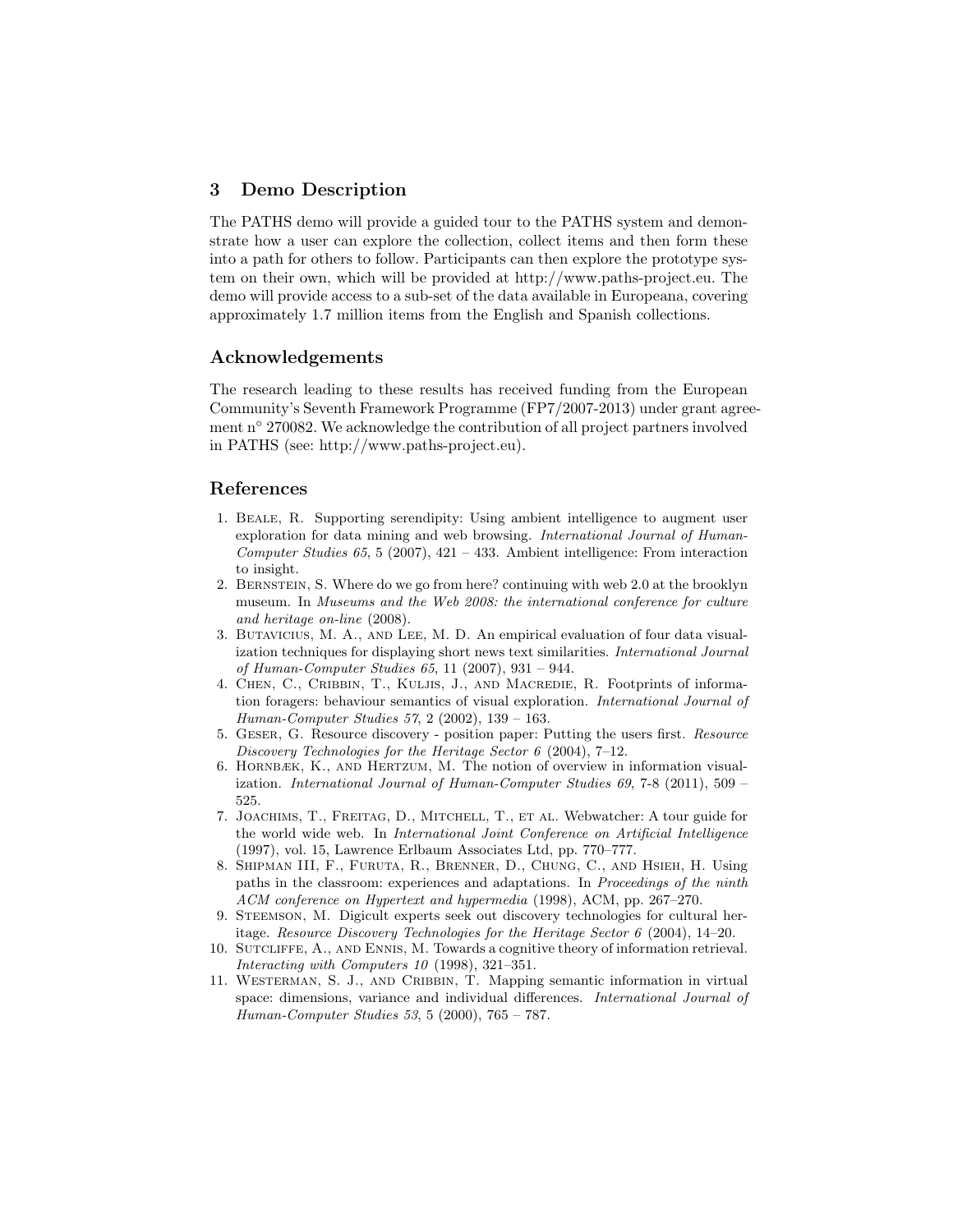## 3 Demo Description

The PATHS demo will provide a guided tour to the PATHS system and demonstrate how a user can explore the collection, collect items and then form these into a path for others to follow. Participants can then explore the prototype system on their own, which will be provided at http://www.paths-project.eu. The demo will provide access to a sub-set of the data available in Europeana, covering approximately 1.7 million items from the English and Spanish collections.

## Acknowledgements

The research leading to these results has received funding from the European Community's Seventh Framework Programme (FP7/2007-2013) under grant agreement n° 270082. We acknowledge the contribution of all project partners involved in PATHS (see: http://www.paths-project.eu).

## References

1. Beale, R. Supporting serendipity: Using ambient intelligence to augment user exploration for data mining and web browsing. *International Journal of Human-Computer Studies 65*, 5 (2007), 421 – 433. Ambient intelligence: From interaction to insight.
2. Bernstein, S. Where do we go from here? continuing with web 2.0 at the brooklyn museum. In *Museums and the Web 2008: the international conference for culture and heritage on-line* (2008).
3. Butavicius, M. A., and Lee, M. D. An empirical evaluation of four data visualization techniques for displaying short news text similarities. *International Journal of Human-Computer Studies 65*, 11 (2007), 931 – 944.
4. Chen, C., Cribbin, T., Kuljis, J., and Macredie, R. Footprints of information foragers: behaviour semantics of visual exploration. *International Journal of Human-Computer Studies 57*, 2 (2002), 139 – 163.
5. Geser, G. Resource discovery - position paper: Putting the users first. *Resource Discovery Technologies for the Heritage Sector 6* (2004), 7–12.
6. Hornbæk, K., and Hertzum, M. The notion of overview in information visualization. *International Journal of Human-Computer Studies 69*, 7-8 (2011), 509 – 525.
7. Joachims, T., Freitag, D., Mitchell, T., et al. Webwatcher: A tour guide for the world wide web. In *International Joint Conference on Artificial Intelligence* (1997), vol. 15, Lawrence Erlbaum Associates Ltd, pp. 770–777.
8. Shipman III, F., Furuta, R., Brenner, D., Chung, C., and Hsieh, H. Using paths in the classroom: experiences and adaptations. In *Proceedings of the ninth ACM conference on Hypertext and hypermedia* (1998), ACM, pp. 267–270.
9. Steemson, M. Digicult experts seek out discovery technologies for cultural heritage. *Resource Discovery Technologies for the Heritage Sector 6* (2004), 14–20.
10. Sutcliffe, A., and Ennis, M. Towards a cognitive theory of information retrieval. *Interacting with Computers 10* (1998), 321–351.
11. Westerman, S. J., and Cribbin, T. Mapping semantic information in virtual space: dimensions, variance and individual differences. *International Journal of Human-Computer Studies 53*, 5 (2000), 765 – 787.